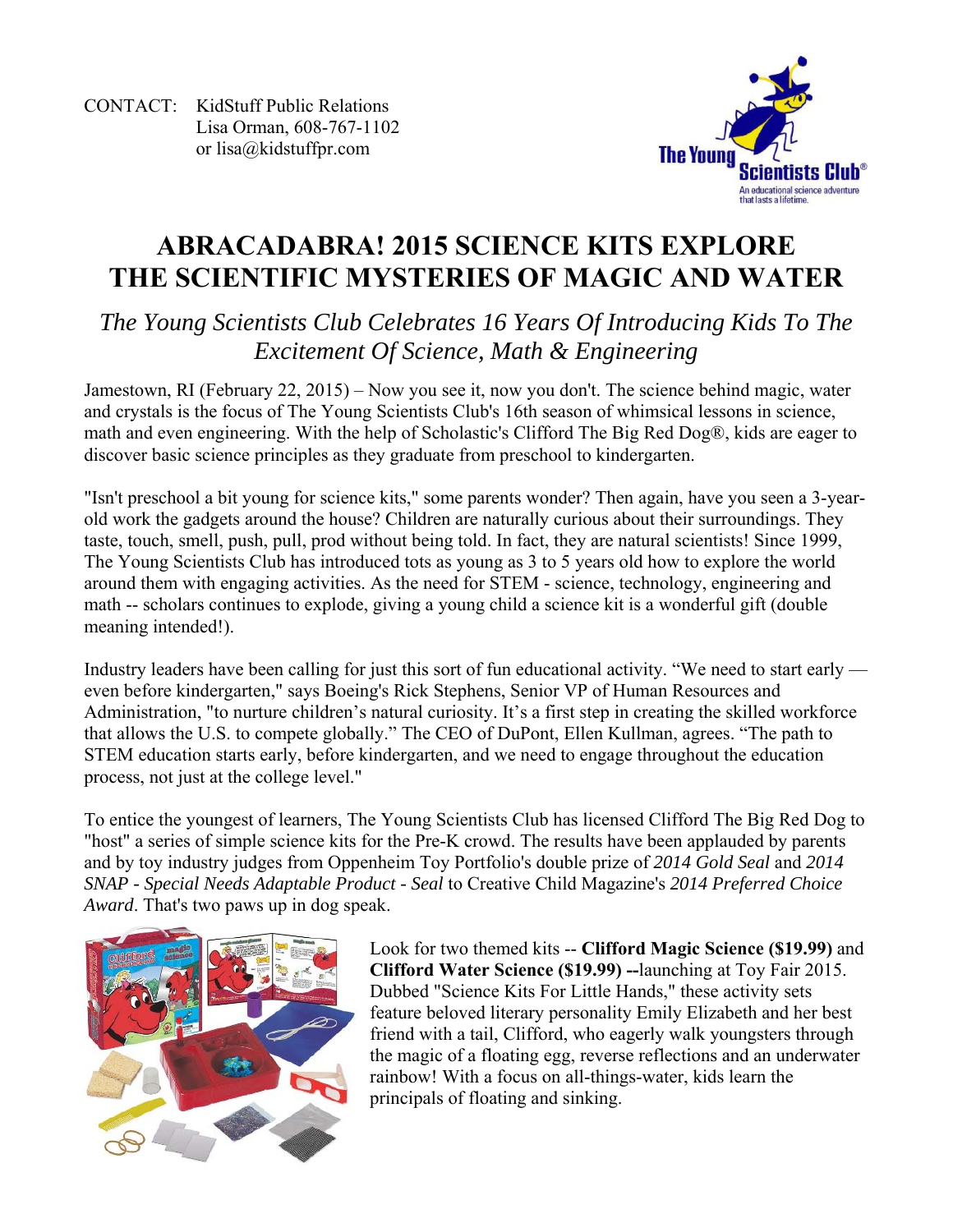CONTACT: KidStuff Public Relations
Lisa Orman, 608-767-1102
or lisa@kidstuffpr.com

The Young Scientists Club®
An educational science adventure that lasts a lifetime.

# ABRACADABRA! 2015 SCIENCE KITS EXPLORE THE SCIENTIFIC MYSTERIES OF MAGIC AND WATER

## *The Young Scientists Club Celebrates 16 Years Of Introducing Kids To The Excitement Of Science, Math & Engineering*

Jamestown, RI (February 22, 2015) – Now you see it, now you don't. The science behind magic, water and crystals is the focus of The Young Scientists Club's 16th season of whimsical lessons in science, math and even engineering. With the help of Scholastic's Clifford The Big Red Dog®, kids are eager to discover basic science principles as they graduate from preschool to kindergarten.

"Isn't preschool a bit young for science kits," some parents wonder? Then again, have you seen a 3-year-old work the gadgets around the house? Children are naturally curious about their surroundings. They taste, touch, smell, push, pull, prod without being told. In fact, they are natural scientists! Since 1999, The Young Scientists Club has introduced tots as young as 3 to 5 years old how to explore the world around them with engaging activities. As the need for STEM - science, technology, engineering and math -- scholars continues to explode, giving a young child a science kit is a wonderful gift (double meaning intended!).

Industry leaders have been calling for just this sort of fun educational activity. "We need to start early — even before kindergarten," says Boeing's Rick Stephens, Senior VP of Human Resources and Administration, "to nurture children's natural curiosity. It's a first step in creating the skilled workforce that allows the U.S. to compete globally." The CEO of DuPont, Ellen Kullman, agrees. "The path to STEM education starts early, before kindergarten, and we need to engage throughout the education process, not just at the college level."

To entice the youngest of learners, The Young Scientists Club has licensed Clifford The Big Red Dog to "host" a series of simple science kits for the Pre-K crowd. The results have been applauded by parents and by toy industry judges from Oppenheim Toy Portfolio's double prize of *2014 Gold Seal* and *2014 SNAP - Special Needs Adaptable Product - Seal* to Creative Child Magazine's *2014 Preferred Choice Award*. That's two paws up in dog speak.

Look for two themed kits -- **Clifford Magic Science ($19.99)** and **Clifford Water Science ($19.99) --**launching at Toy Fair 2015. Dubbed "Science Kits For Little Hands," these activity sets feature beloved literary personality Emily Elizabeth and her best friend with a tail, Clifford, who eagerly walk youngsters through the magic of a floating egg, reverse reflections and an underwater rainbow! With a focus on all-things-water, kids learn the principals of floating and sinking.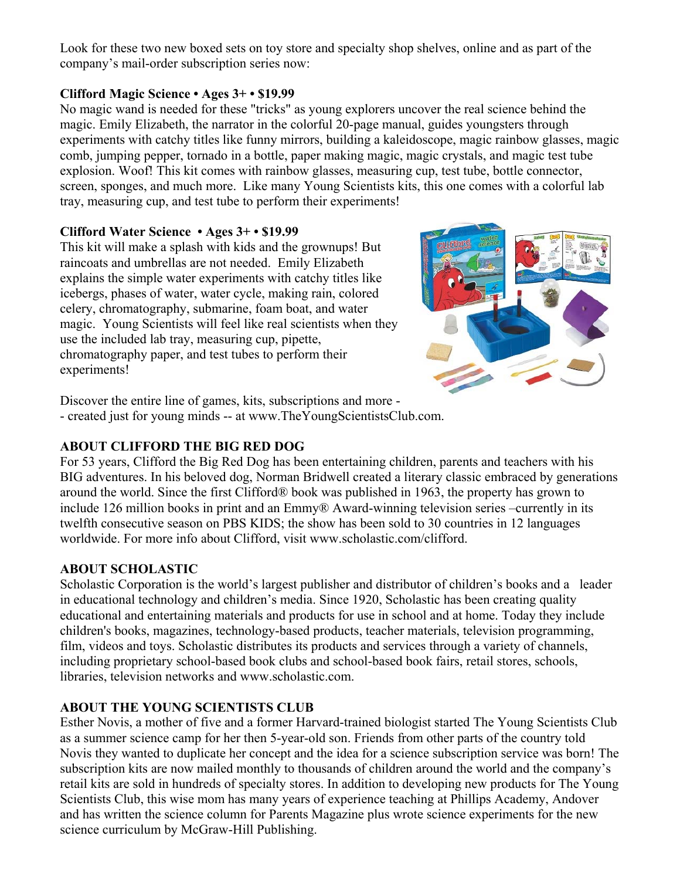Look for these two new boxed sets on toy store and specialty shop shelves, online and as part of the company's mail-order subscription series now:

**Clifford Magic Science • Ages 3+ • $19.99**

No magic wand is needed for these "tricks" as young explorers uncover the real science behind the magic. Emily Elizabeth, the narrator in the colorful 20-page manual, guides youngsters through experiments with catchy titles like funny mirrors, building a kaleidoscope, magic rainbow glasses, magic comb, jumping pepper, tornado in a bottle, paper making magic, magic crystals, and magic test tube explosion. Woof! This kit comes with rainbow glasses, measuring cup, test tube, bottle connector, screen, sponges, and much more. Like many Young Scientists kits, this one comes with a colorful lab tray, measuring cup, and test tube to perform their experiments!

**Clifford Water Science • Ages 3+ • $19.99**

This kit will make a splash with kids and the grownups! But raincoats and umbrellas are not needed. Emily Elizabeth explains the simple water experiments with catchy titles like icebergs, phases of water, water cycle, making rain, colored celery, chromatography, submarine, foam boat, and water magic. Young Scientists will feel like real scientists when they use the included lab tray, measuring cup, pipette, chromatography paper, and test tubes to perform their experiments!

Discover the entire line of games, kits, subscriptions and more -- created just for young minds -- at www.TheYoungScientistsClub.com.

**ABOUT CLIFFORD THE BIG RED DOG**

For 53 years, Clifford the Big Red Dog has been entertaining children, parents and teachers with his BIG adventures. In his beloved dog, Norman Bridwell created a literary classic embraced by generations around the world. Since the first Clifford® book was published in 1963, the property has grown to include 126 million books in print and an Emmy® Award-winning television series –currently in its twelfth consecutive season on PBS KIDS; the show has been sold to 30 countries in 12 languages worldwide. For more info about Clifford, visit www.scholastic.com/clifford.

**ABOUT SCHOLASTIC**

Scholastic Corporation is the world's largest publisher and distributor of children's books and a leader in educational technology and children's media. Since 1920, Scholastic has been creating quality educational and entertaining materials and products for use in school and at home. Today they include children's books, magazines, technology-based products, teacher materials, television programming, film, videos and toys. Scholastic distributes its products and services through a variety of channels, including proprietary school-based book clubs and school-based book fairs, retail stores, schools, libraries, television networks and www.scholastic.com.

**ABOUT THE YOUNG SCIENTISTS CLUB**

Esther Novis, a mother of five and a former Harvard-trained biologist started The Young Scientists Club as a summer science camp for her then 5-year-old son. Friends from other parts of the country told Novis they wanted to duplicate her concept and the idea for a science subscription service was born! The subscription kits are now mailed monthly to thousands of children around the world and the company's retail kits are sold in hundreds of specialty stores. In addition to developing new products for The Young Scientists Club, this wise mom has many years of experience teaching at Phillips Academy, Andover and has written the science column for Parents Magazine plus wrote science experiments for the new science curriculum by McGraw-Hill Publishing.